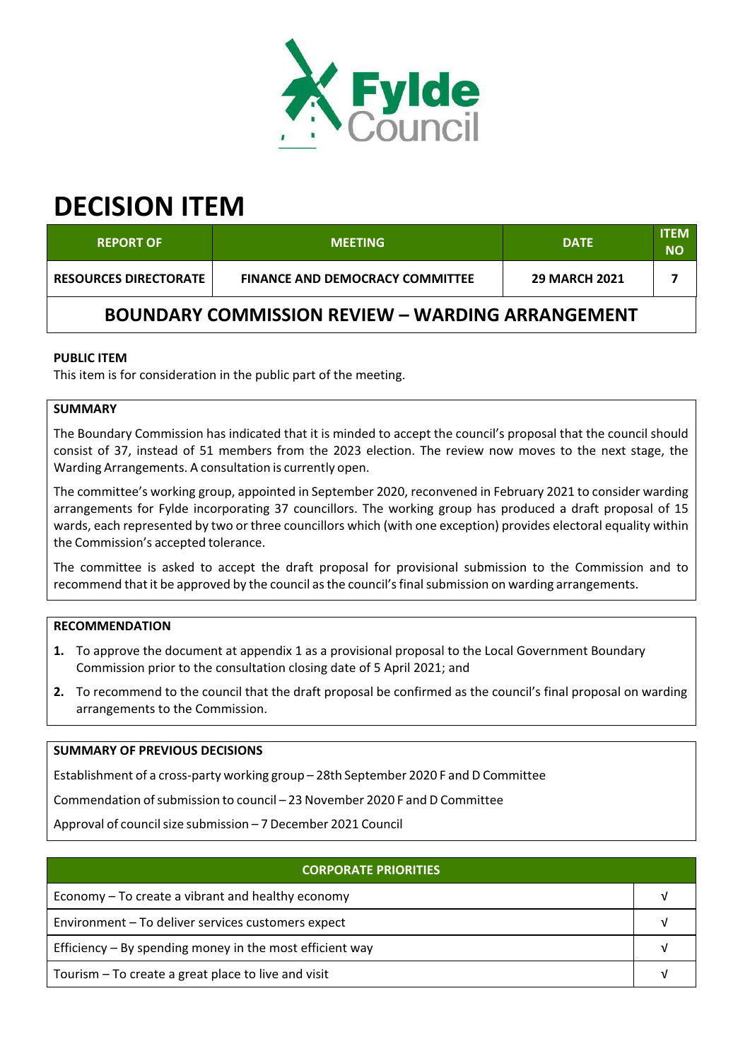# DECISION ITEM

| REPORT OF | MEETING | DATE | ITEM NO |
|---|---|---|---|
| RESOURCES DIRECTORATE | FINANCE AND DEMOCRACY COMMITTEE | 29 MARCH 2021 | 7 |

## BOUNDARY COMMISSION REVIEW – WARDING ARRANGEMENT

**PUBLIC ITEM**

This item is for consideration in the public part of the meeting.

**SUMMARY**

The Boundary Commission has indicated that it is minded to accept the council's proposal that the council should consist of 37, instead of 51 members from the 2023 election. The review now moves to the next stage, the Warding Arrangements. A consultation is currently open.

The committee's working group, appointed in September 2020, reconvened in February 2021 to consider warding arrangements for Fylde incorporating 37 councillors. The working group has produced a draft proposal of 15 wards, each represented by two or three councillors which (with one exception) provides electoral equality within the Commission's accepted tolerance.

The committee is asked to accept the draft proposal for provisional submission to the Commission and to recommend that it be approved by the council as the council's final submission on warding arrangements.

**RECOMMENDATION**

1. To approve the document at appendix 1 as a provisional proposal to the Local Government Boundary Commission prior to the consultation closing date of 5 April 2021; and
2. To recommend to the council that the draft proposal be confirmed as the council's final proposal on warding arrangements to the Commission.

**SUMMARY OF PREVIOUS DECISIONS**

Establishment of a cross-party working group – 28th September 2020 F and D Committee

Commendation of submission to council – 23 November 2020 F and D Committee

Approval of council size submission – 7 December 2021 Council

| CORPORATE PRIORITIES | |
|---|---|
| Economy – To create a vibrant and healthy economy | √ |
| Environment – To deliver services customers expect | √ |
| Efficiency – By spending money in the most efficient way | √ |
| Tourism – To create a great place to live and visit | √ |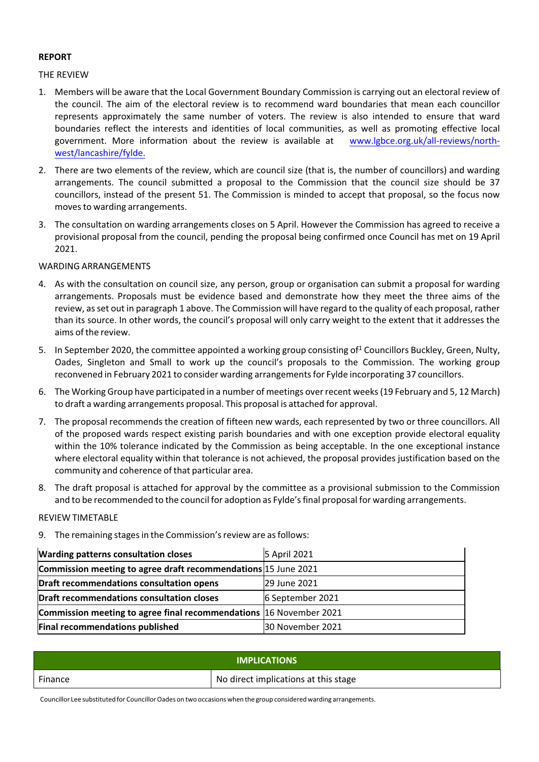**REPORT**

THE REVIEW

1. Members will be aware that the Local Government Boundary Commission is carrying out an electoral review of the council. The aim of the electoral review is to recommend ward boundaries that mean each councillor represents approximately the same number of voters. The review is also intended to ensure that ward boundaries reflect the interests and identities of local communities, as well as promoting effective local government. More information about the review is available at www.lgbce.org.uk/all-reviews/north-west/lancashire/fylde.

2. There are two elements of the review, which are council size (that is, the number of councillors) and warding arrangements. The council submitted a proposal to the Commission that the council size should be 37 councillors, instead of the present 51. The Commission is minded to accept that proposal, so the focus now moves to warding arrangements.

3. The consultation on warding arrangements closes on 5 April. However the Commission has agreed to receive a provisional proposal from the council, pending the proposal being confirmed once Council has met on 19 April 2021.

WARDING ARRANGEMENTS

4. As with the consultation on council size, any person, group or organisation can submit a proposal for warding arrangements. Proposals must be evidence based and demonstrate how they meet the three aims of the review, as set out in paragraph 1 above. The Commission will have regard to the quality of each proposal, rather than its source. In other words, the council's proposal will only carry weight to the extent that it addresses the aims of the review.

5. In September 2020, the committee appointed a working group consisting of[1] Councillors Buckley, Green, Nulty, Oades, Singleton and Small to work up the council's proposals to the Commission. The working group reconvened in February 2021 to consider warding arrangements for Fylde incorporating 37 councillors.

6. The Working Group have participated in a number of meetings over recent weeks (19 February and 5, 12 March) to draft a warding arrangements proposal. This proposal is attached for approval.

7. The proposal recommends the creation of fifteen new wards, each represented by two or three councillors. All of the proposed wards respect existing parish boundaries and with one exception provide electoral equality within the 10% tolerance indicated by the Commission as being acceptable. In the one exceptional instance where electoral equality within that tolerance is not achieved, the proposal provides justification based on the community and coherence of that particular area.

8. The draft proposal is attached for approval by the committee as a provisional submission to the Commission and to be recommended to the council for adoption as Fylde's final proposal for warding arrangements.

REVIEW TIMETABLE

9. The remaining stages in the Commission's review are as follows:

| | |
|---|---|
| **Warding patterns consultation closes** | 5 April 2021 |
| **Commission meeting to agree draft recommendations** | 15 June 2021 |
| **Draft recommendations consultation opens** | 29 June 2021 |
| **Draft recommendations consultation closes** | 6 September 2021 |
| **Commission meeting to agree final recommendations** | 16 November 2021 |
| **Final recommendations published** | 30 November 2021 |

| **IMPLICATIONS** | |
|---|---|
| Finance | No direct implications at this stage |

[1] Councillor Lee substituted for Councillor Oades on two occasions when the group considered warding arrangements.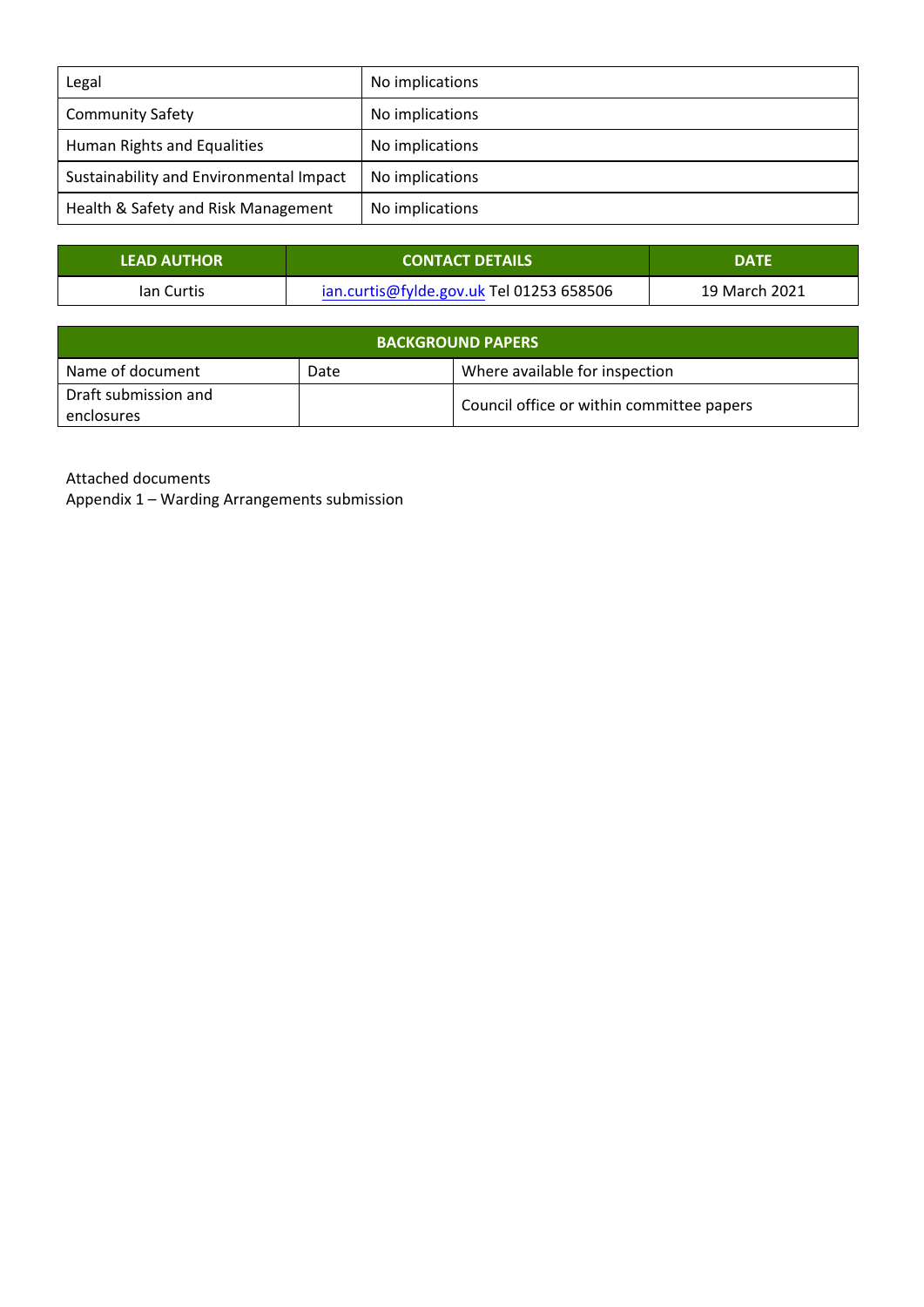| | |
|---|---|
| Legal | No implications |
| Community Safety | No implications |
| Human Rights and Equalities | No implications |
| Sustainability and Environmental Impact | No implications |
| Health & Safety and Risk Management | No implications |

| LEAD AUTHOR | CONTACT DETAILS | DATE |
|---|---|---|
| Ian Curtis | ian.curtis@fylde.gov.uk Tel 01253 658506 | 19 March 2021 |

| BACKGROUND PAPERS | | |
|---|---|---|
| Name of document | Date | Where available for inspection |
| Draft submission and enclosures | | Council office or within committee papers |

Attached documents
Appendix 1 – Warding Arrangements submission